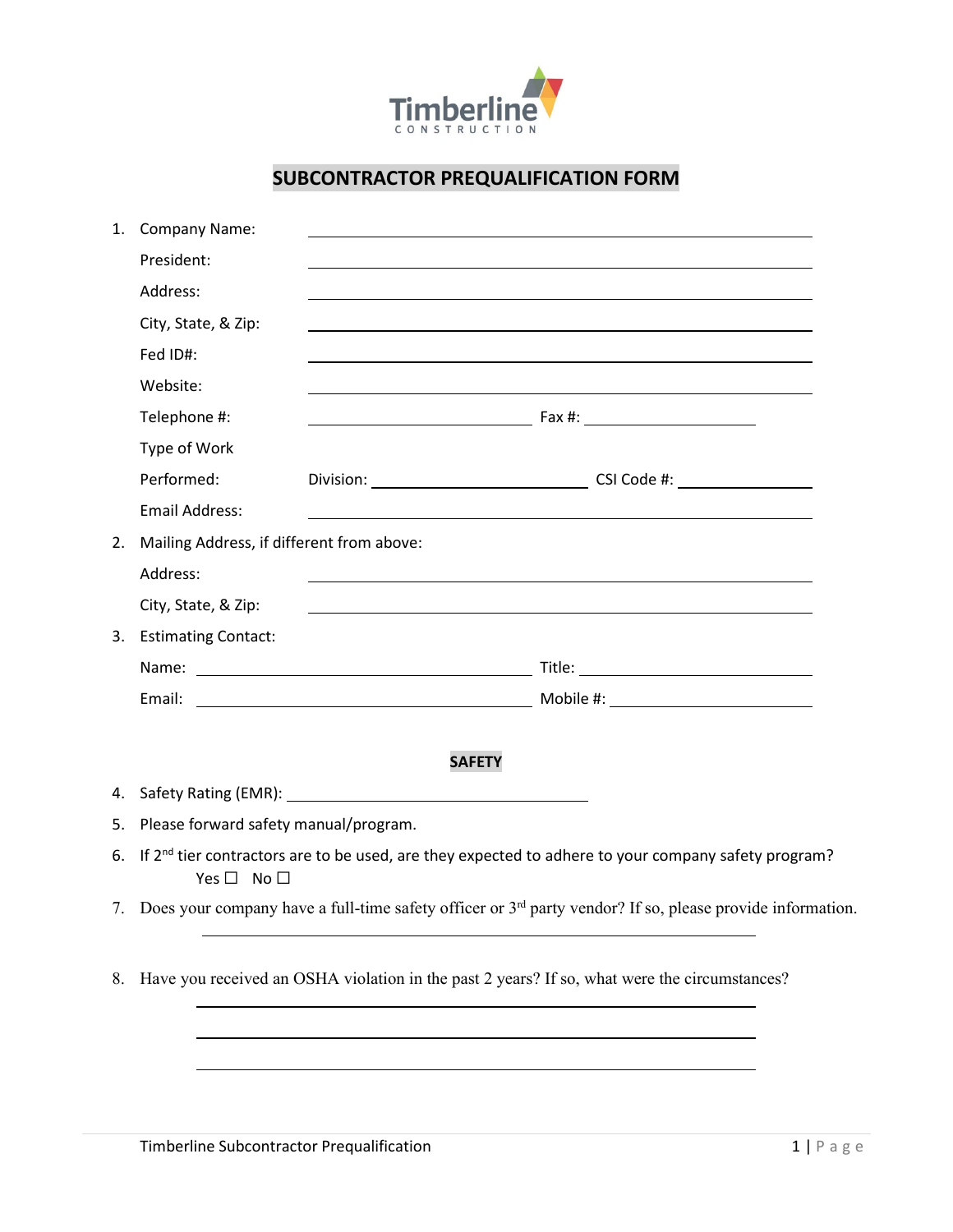Timberline
CONSTRUCTION

# SUBCONTRACTOR PREQUALIFICATION FORM

1. Company Name: ______________________________

   President: ______________________________

   Address: ______________________________

   City, State, & Zip: ______________________________

   Fed ID#: ______________________________

   Website: ______________________________

   Telephone #: ____________________ Fax #: ____________________

   Type of Work Performed: Division: ____________________ CSI Code #: ____________________

   Email Address: ______________________________

2. Mailing Address, if different from above:

   Address: ______________________________

   City, State, & Zip: ______________________________

3. Estimating Contact:

   Name: ____________________ Title: ____________________

   Email: ____________________ Mobile #: ____________________

## SAFETY

4. Safety Rating (EMR): ______________________________

5. Please forward safety manual/program.

6. If 2nd tier contractors are to be used, are they expected to adhere to your company safety program?

   Yes ☐ No ☐

7. Does your company have a full-time safety officer or 3rd party vendor? If so, please provide information.

   ______________________________

8. Have you received an OSHA violation in the past 2 years? If so, what were the circumstances?

   ______________________________

   ______________________________

   ______________________________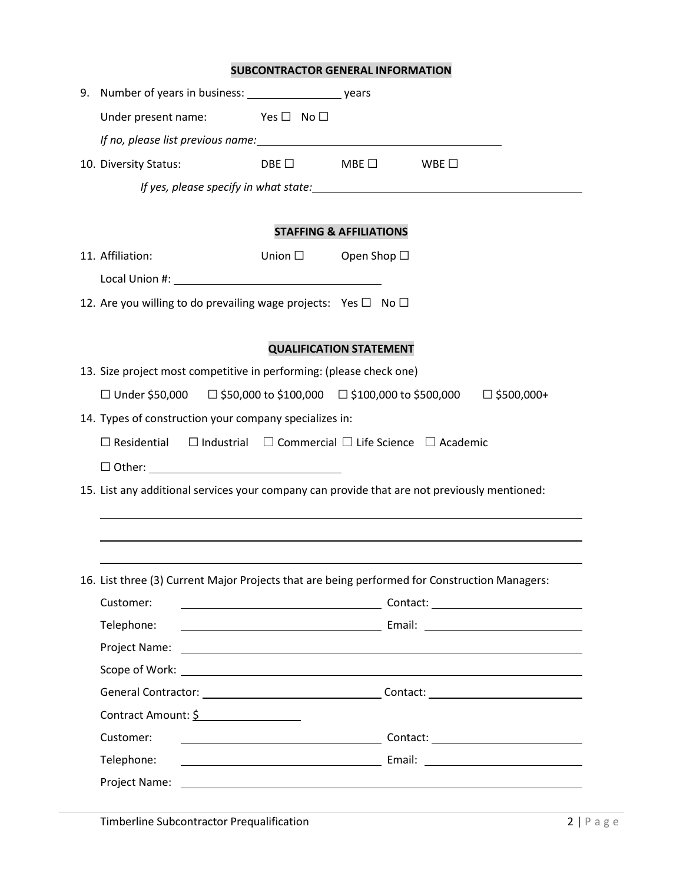## SUBCONTRACTOR GENERAL INFORMATION

9. Number of years in business: ________________ years

   Under present name: Yes ☐ No ☐

   *If no, please list previous name:* ________________________________________

10. Diversity Status: DBE ☐ MBE ☐ WBE ☐

    *If yes, please specify in what state:* ________________________________________

## STAFFING & AFFILIATIONS

11. Affiliation: Union ☐ Open Shop ☐

    Local Union #: ________________________________

12. Are you willing to do prevailing wage projects: Yes ☐ No ☐

## QUALIFICATION STATEMENT

13. Size project most competitive in performing: (please check one)

    ☐ Under $50,000 ☐ $50,000 to $100,000 ☐ $100,000 to $500,000 ☐ $500,000+

14. Types of construction your company specializes in:

    ☐ Residential ☐ Industrial ☐ Commercial ☐ Life Science ☐ Academic

    ☐ Other: ______________________________

15. List any additional services your company can provide that are not previously mentioned:

    ________________________________________________________________________________

    ________________________________________________________________________________

    ________________________________________________________________________________

16. List three (3) Current Major Projects that are being performed for Construction Managers:

    Customer: ______________________________ Contact: ______________________

    Telephone: ______________________________ Email: ______________________

    Project Name: ________________________________________________________________

    Scope of Work: ________________________________________________________________

    General Contractor: ______________________________ Contact: ______________________

    Contract Amount: $ ________________

    Customer: ______________________________ Contact: ______________________

    Telephone: ______________________________ Email: ______________________

    Project Name: ________________________________________________________________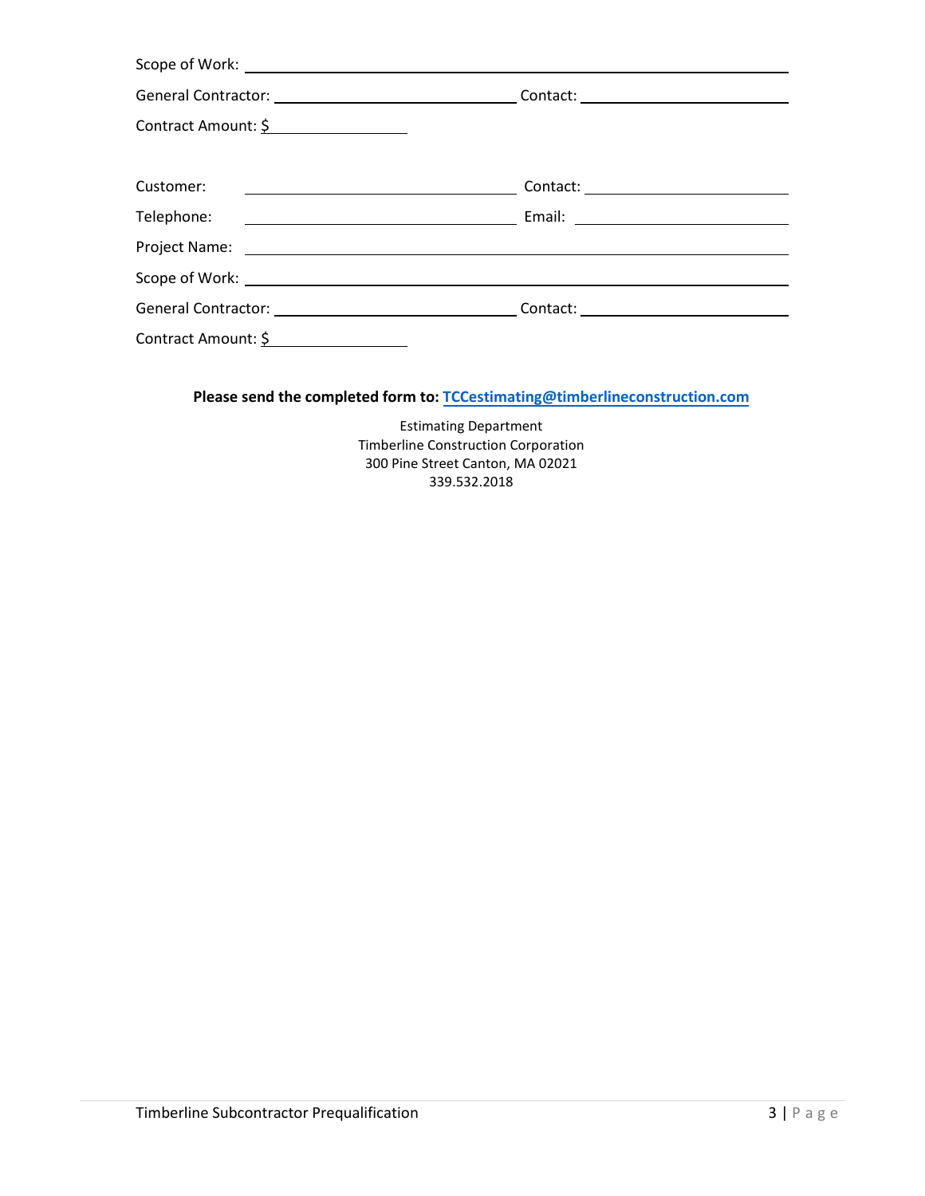Scope of Work: ____________________________________________

General Contractor: ______________________ Contact: ____________________

Contract Amount: $ ______________

Customer: ______________________ Contact: ____________________

Telephone: ______________________ Email: ____________________

Project Name: ____________________________________________

Scope of Work: ____________________________________________

General Contractor: ______________________ Contact: ____________________

Contract Amount: $ ______________

**Please send the completed form to: TCCestimating@timberlineconstruction.com**

Estimating Department
Timberline Construction Corporation
300 Pine Street Canton, MA 02021
339.532.2018